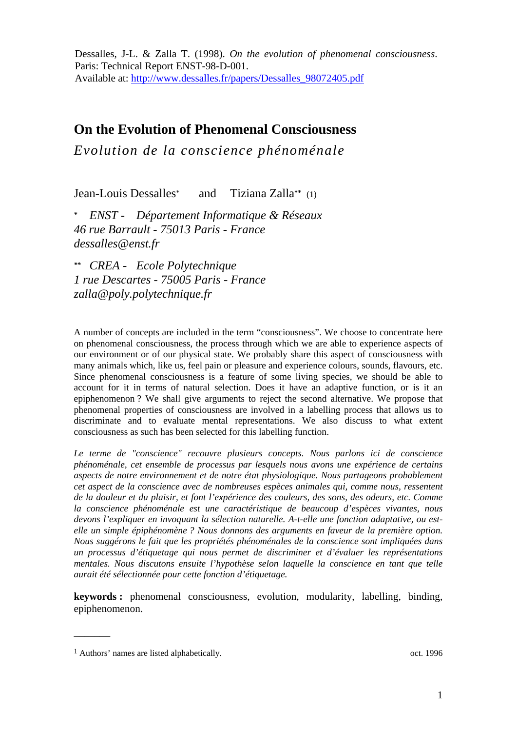Dessalles, J-L. & Zalla T. (1998). *On the evolution of phenomenal consciousness*. Paris: Technical Report ENST-98-D-001.
Available at: http://www.dessalles.fr/papers/Dessalles_98072405.pdf

# On the Evolution of Phenomenal Consciousness

*Evolution de la conscience phénoménale*

Jean-Louis Dessalles* and Tiziana Zalla** (1)

\* *ENST - Département Informatique & Réseaux*
*46 rue Barrault - 75013 Paris - France*
*dessalles@enst.fr*

\** *CREA - Ecole Polytechnique*
*1 rue Descartes - 75005 Paris - France*
*zalla@poly.polytechnique.fr*

A number of concepts are included in the term "consciousness". We choose to concentrate here on phenomenal consciousness, the process through which we are able to experience aspects of our environment or of our physical state. We probably share this aspect of consciousness with many animals which, like us, feel pain or pleasure and experience colours, sounds, flavours, etc. Since phenomenal consciousness is a feature of some living species, we should be able to account for it in terms of natural selection. Does it have an adaptive function, or is it an epiphenomenon ? We shall give arguments to reject the second alternative. We propose that phenomenal properties of consciousness are involved in a labelling process that allows us to discriminate and to evaluate mental representations. We also discuss to what extent consciousness as such has been selected for this labelling function.

*Le terme de "conscience" recouvre plusieurs concepts. Nous parlons ici de conscience phénoménale, cet ensemble de processus par lesquels nous avons une expérience de certains aspects de notre environnement et de notre état physiologique. Nous partageons probablement cet aspect de la conscience avec de nombreuses espèces animales qui, comme nous, ressentent de la douleur et du plaisir, et font l'expérience des couleurs, des sons, des odeurs, etc. Comme la conscience phénoménale est une caractéristique de beaucoup d'espèces vivantes, nous devons l'expliquer en invoquant la sélection naturelle. A-t-elle une fonction adaptative, ou est-elle un simple épiphénomène ? Nous donnons des arguments en faveur de la première option. Nous suggérons le fait que les propriétés phénoménales de la conscience sont impliquées dans un processus d'étiquetage qui nous permet de discriminer et d'évaluer les représentations mentales. Nous discutons ensuite l'hypothèse selon laquelle la conscience en tant que telle aurait été sélectionnée pour cette fonction d'étiquetage.*

**keywords :** phenomenal consciousness, evolution, modularity, labelling, binding, epiphenomenon.

---

[1] Authors' names are listed alphabetically.

oct. 1996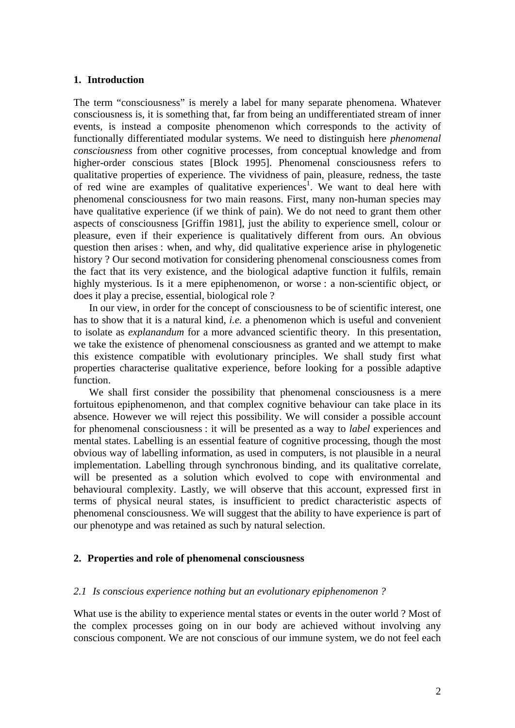## 1. Introduction

The term "consciousness" is merely a label for many separate phenomena. Whatever consciousness is, it is something that, far from being an undifferentiated stream of inner events, is instead a composite phenomenon which corresponds to the activity of functionally differentiated modular systems. We need to distinguish here *phenomenal consciousness* from other cognitive processes, from conceptual knowledge and from higher-order conscious states [Block 1995]. Phenomenal consciousness refers to qualitative properties of experience. The vividness of pain, pleasure, redness, the taste of red wine are examples of qualitative experiences[1]. We want to deal here with phenomenal consciousness for two main reasons. First, many non-human species may have qualitative experience (if we think of pain). We do not need to grant them other aspects of consciousness [Griffin 1981], just the ability to experience smell, colour or pleasure, even if their experience is qualitatively different from ours. An obvious question then arises : when, and why, did qualitative experience arise in phylogenetic history ? Our second motivation for considering phenomenal consciousness comes from the fact that its very existence, and the biological adaptive function it fulfils, remain highly mysterious. Is it a mere epiphenomenon, or worse : a non-scientific object, or does it play a precise, essential, biological role ?

In our view, in order for the concept of consciousness to be of scientific interest, one has to show that it is a natural kind, *i.e.* a phenomenon which is useful and convenient to isolate as *explanandum* for a more advanced scientific theory. In this presentation, we take the existence of phenomenal consciousness as granted and we attempt to make this existence compatible with evolutionary principles. We shall study first what properties characterise qualitative experience, before looking for a possible adaptive function.

We shall first consider the possibility that phenomenal consciousness is a mere fortuitous epiphenomenon, and that complex cognitive behaviour can take place in its absence. However we will reject this possibility. We will consider a possible account for phenomenal consciousness : it will be presented as a way to *label* experiences and mental states. Labelling is an essential feature of cognitive processing, though the most obvious way of labelling information, as used in computers, is not plausible in a neural implementation. Labelling through synchronous binding, and its qualitative correlate, will be presented as a solution which evolved to cope with environmental and behavioural complexity. Lastly, we will observe that this account, expressed first in terms of physical neural states, is insufficient to predict characteristic aspects of phenomenal consciousness. We will suggest that the ability to have experience is part of our phenotype and was retained as such by natural selection.

## 2. Properties and role of phenomenal consciousness

### *2.1 Is conscious experience nothing but an evolutionary epiphenomenon ?*

What use is the ability to experience mental states or events in the outer world ? Most of the complex processes going on in our body are achieved without involving any conscious component. We are not conscious of our immune system, we do not feel each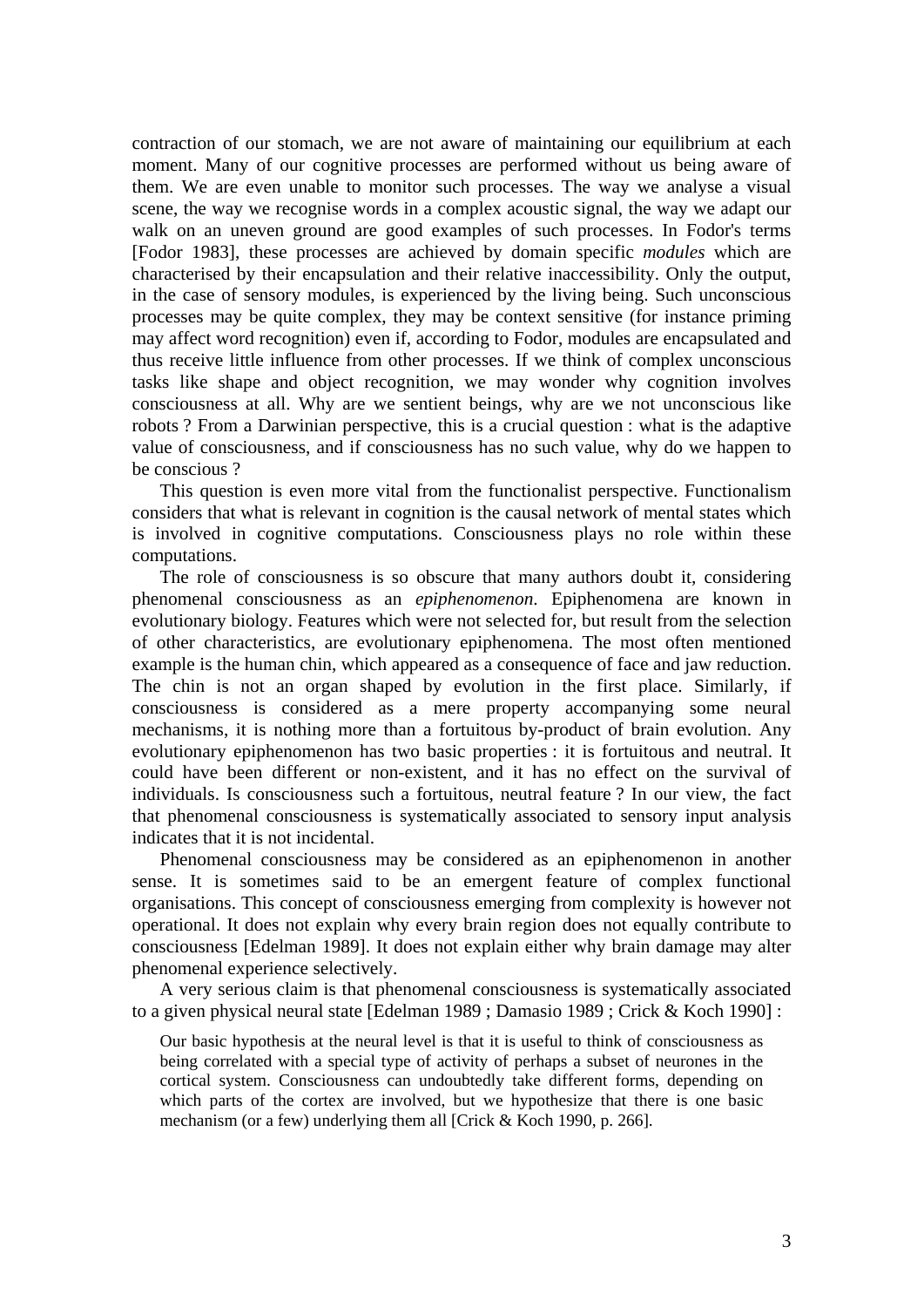contraction of our stomach, we are not aware of maintaining our equilibrium at each moment. Many of our cognitive processes are performed without us being aware of them. We are even unable to monitor such processes. The way we analyse a visual scene, the way we recognise words in a complex acoustic signal, the way we adapt our walk on an uneven ground are good examples of such processes. In Fodor's terms [Fodor 1983], these processes are achieved by domain specific *modules* which are characterised by their encapsulation and their relative inaccessibility. Only the output, in the case of sensory modules, is experienced by the living being. Such unconscious processes may be quite complex, they may be context sensitive (for instance priming may affect word recognition) even if, according to Fodor, modules are encapsulated and thus receive little influence from other processes. If we think of complex unconscious tasks like shape and object recognition, we may wonder why cognition involves consciousness at all. Why are we sentient beings, why are we not unconscious like robots ? From a Darwinian perspective, this is a crucial question : what is the adaptive value of consciousness, and if consciousness has no such value, why do we happen to be conscious ?

This question is even more vital from the functionalist perspective. Functionalism considers that what is relevant in cognition is the causal network of mental states which is involved in cognitive computations. Consciousness plays no role within these computations.

The role of consciousness is so obscure that many authors doubt it, considering phenomenal consciousness as an *epiphenomenon*. Epiphenomena are known in evolutionary biology. Features which were not selected for, but result from the selection of other characteristics, are evolutionary epiphenomena. The most often mentioned example is the human chin, which appeared as a consequence of face and jaw reduction. The chin is not an organ shaped by evolution in the first place. Similarly, if consciousness is considered as a mere property accompanying some neural mechanisms, it is nothing more than a fortuitous by-product of brain evolution. Any evolutionary epiphenomenon has two basic properties : it is fortuitous and neutral. It could have been different or non-existent, and it has no effect on the survival of individuals. Is consciousness such a fortuitous, neutral feature ? In our view, the fact that phenomenal consciousness is systematically associated to sensory input analysis indicates that it is not incidental.

Phenomenal consciousness may be considered as an epiphenomenon in another sense. It is sometimes said to be an emergent feature of complex functional organisations. This concept of consciousness emerging from complexity is however not operational. It does not explain why every brain region does not equally contribute to consciousness [Edelman 1989]. It does not explain either why brain damage may alter phenomenal experience selectively.

A very serious claim is that phenomenal consciousness is systematically associated to a given physical neural state [Edelman 1989 ; Damasio 1989 ; Crick & Koch 1990] :

> Our basic hypothesis at the neural level is that it is useful to think of consciousness as being correlated with a special type of activity of perhaps a subset of neurones in the cortical system. Consciousness can undoubtedly take different forms, depending on which parts of the cortex are involved, but we hypothesize that there is one basic mechanism (or a few) underlying them all [Crick & Koch 1990, p. 266].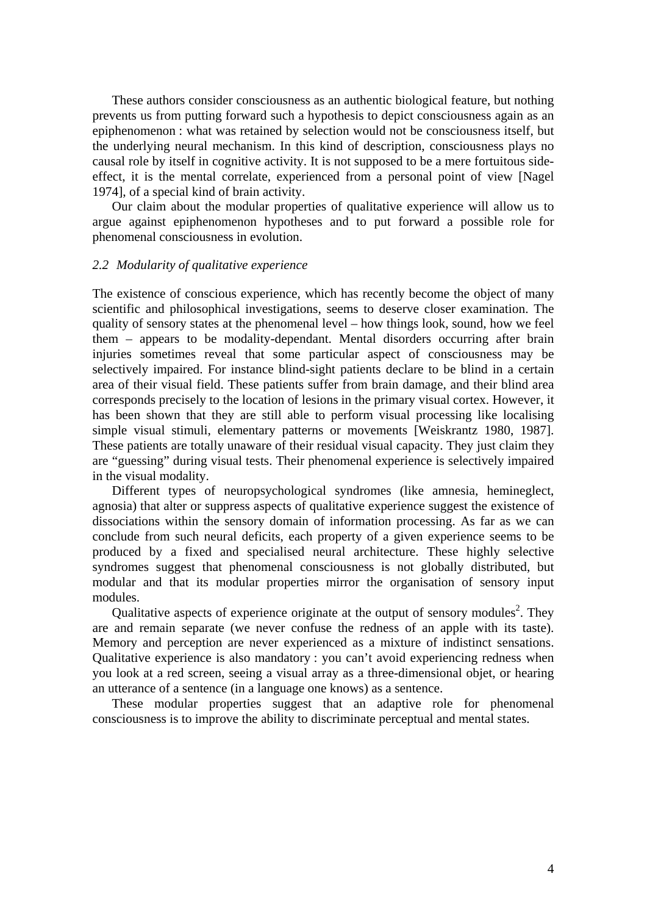These authors consider consciousness as an authentic biological feature, but nothing prevents us from putting forward such a hypothesis to depict consciousness again as an epiphenomenon : what was retained by selection would not be consciousness itself, but the underlying neural mechanism. In this kind of description, consciousness plays no causal role by itself in cognitive activity. It is not supposed to be a mere fortuitous side-effect, it is the mental correlate, experienced from a personal point of view [Nagel 1974], of a special kind of brain activity.

Our claim about the modular properties of qualitative experience will allow us to argue against epiphenomenon hypotheses and to put forward a possible role for phenomenal consciousness in evolution.

### *2.2 Modularity of qualitative experience*

The existence of conscious experience, which has recently become the object of many scientific and philosophical investigations, seems to deserve closer examination. The quality of sensory states at the phenomenal level – how things look, sound, how we feel them – appears to be modality-dependant. Mental disorders occurring after brain injuries sometimes reveal that some particular aspect of consciousness may be selectively impaired. For instance blind-sight patients declare to be blind in a certain area of their visual field. These patients suffer from brain damage, and their blind area corresponds precisely to the location of lesions in the primary visual cortex. However, it has been shown that they are still able to perform visual processing like localising simple visual stimuli, elementary patterns or movements [Weiskrantz 1980, 1987]. These patients are totally unaware of their residual visual capacity. They just claim they are "guessing" during visual tests. Their phenomenal experience is selectively impaired in the visual modality.

Different types of neuropsychological syndromes (like amnesia, hemineglect, agnosia) that alter or suppress aspects of qualitative experience suggest the existence of dissociations within the sensory domain of information processing. As far as we can conclude from such neural deficits, each property of a given experience seems to be produced by a fixed and specialised neural architecture. These highly selective syndromes suggest that phenomenal consciousness is not globally distributed, but modular and that its modular properties mirror the organisation of sensory input modules.

Qualitative aspects of experience originate at the output of sensory modules[2]. They are and remain separate (we never confuse the redness of an apple with its taste). Memory and perception are never experienced as a mixture of indistinct sensations. Qualitative experience is also mandatory : you can't avoid experiencing redness when you look at a red screen, seeing a visual array as a three-dimensional objet, or hearing an utterance of a sentence (in a language one knows) as a sentence.

These modular properties suggest that an adaptive role for phenomenal consciousness is to improve the ability to discriminate perceptual and mental states.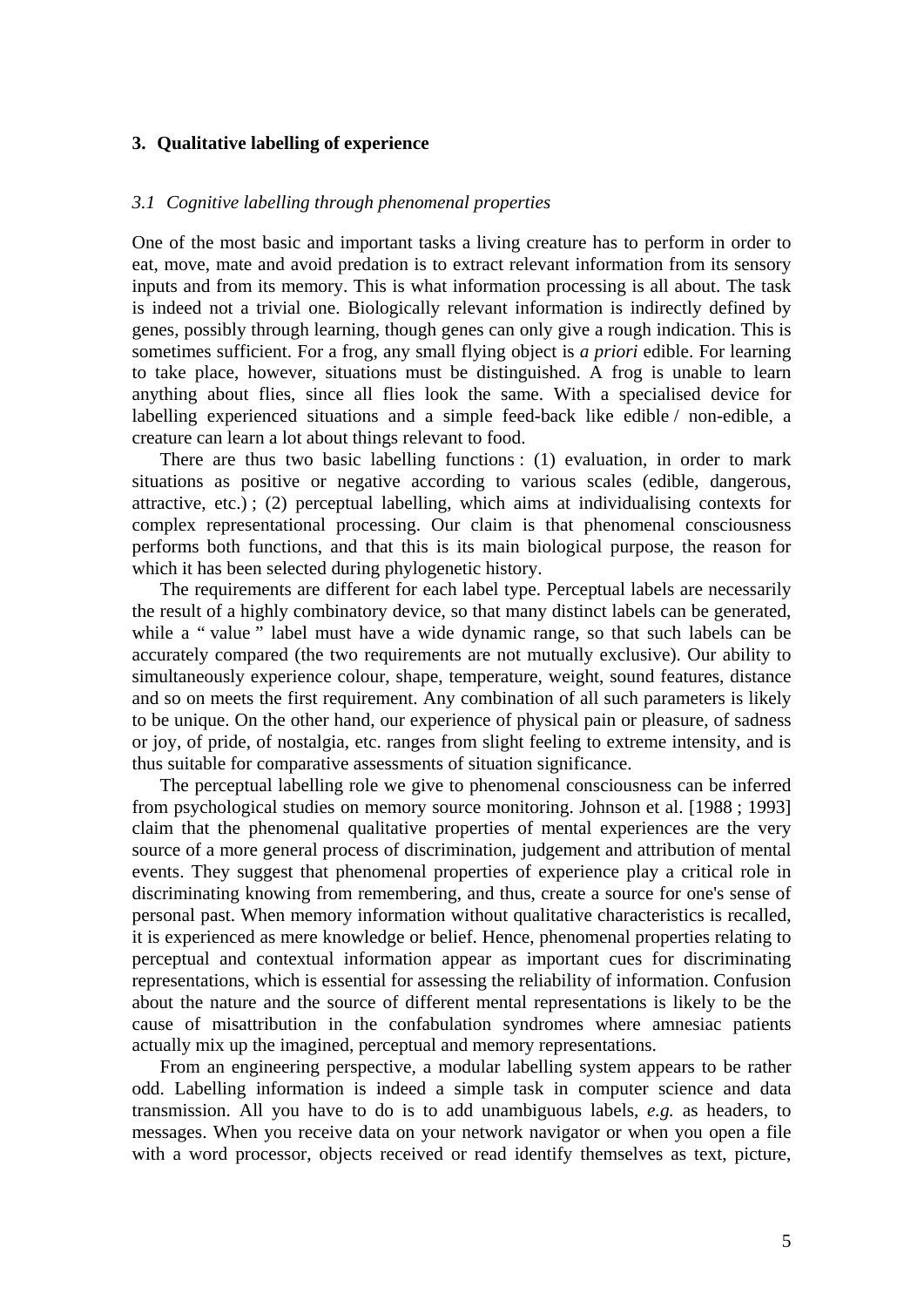## 3. Qualitative labelling of experience

### *3.1 Cognitive labelling through phenomenal properties*

One of the most basic and important tasks a living creature has to perform in order to eat, move, mate and avoid predation is to extract relevant information from its sensory inputs and from its memory. This is what information processing is all about. The task is indeed not a trivial one. Biologically relevant information is indirectly defined by genes, possibly through learning, though genes can only give a rough indication. This is sometimes sufficient. For a frog, any small flying object is *a priori* edible. For learning to take place, however, situations must be distinguished. A frog is unable to learn anything about flies, since all flies look the same. With a specialised device for labelling experienced situations and a simple feed-back like edible / non-edible, a creature can learn a lot about things relevant to food.

There are thus two basic labelling functions : (1) evaluation, in order to mark situations as positive or negative according to various scales (edible, dangerous, attractive, etc.) ; (2) perceptual labelling, which aims at individualising contexts for complex representational processing. Our claim is that phenomenal consciousness performs both functions, and that this is its main biological purpose, the reason for which it has been selected during phylogenetic history.

The requirements are different for each label type. Perceptual labels are necessarily the result of a highly combinatory device, so that many distinct labels can be generated, while a " value " label must have a wide dynamic range, so that such labels can be accurately compared (the two requirements are not mutually exclusive). Our ability to simultaneously experience colour, shape, temperature, weight, sound features, distance and so on meets the first requirement. Any combination of all such parameters is likely to be unique. On the other hand, our experience of physical pain or pleasure, of sadness or joy, of pride, of nostalgia, etc. ranges from slight feeling to extreme intensity, and is thus suitable for comparative assessments of situation significance.

The perceptual labelling role we give to phenomenal consciousness can be inferred from psychological studies on memory source monitoring. Johnson et al. [1988 ; 1993] claim that the phenomenal qualitative properties of mental experiences are the very source of a more general process of discrimination, judgement and attribution of mental events. They suggest that phenomenal properties of experience play a critical role in discriminating knowing from remembering, and thus, create a source for one's sense of personal past. When memory information without qualitative characteristics is recalled, it is experienced as mere knowledge or belief. Hence, phenomenal properties relating to perceptual and contextual information appear as important cues for discriminating representations, which is essential for assessing the reliability of information. Confusion about the nature and the source of different mental representations is likely to be the cause of misattribution in the confabulation syndromes where amnesiac patients actually mix up the imagined, perceptual and memory representations.

From an engineering perspective, a modular labelling system appears to be rather odd. Labelling information is indeed a simple task in computer science and data transmission. All you have to do is to add unambiguous labels, *e.g.* as headers, to messages. When you receive data on your network navigator or when you open a file with a word processor, objects received or read identify themselves as text, picture,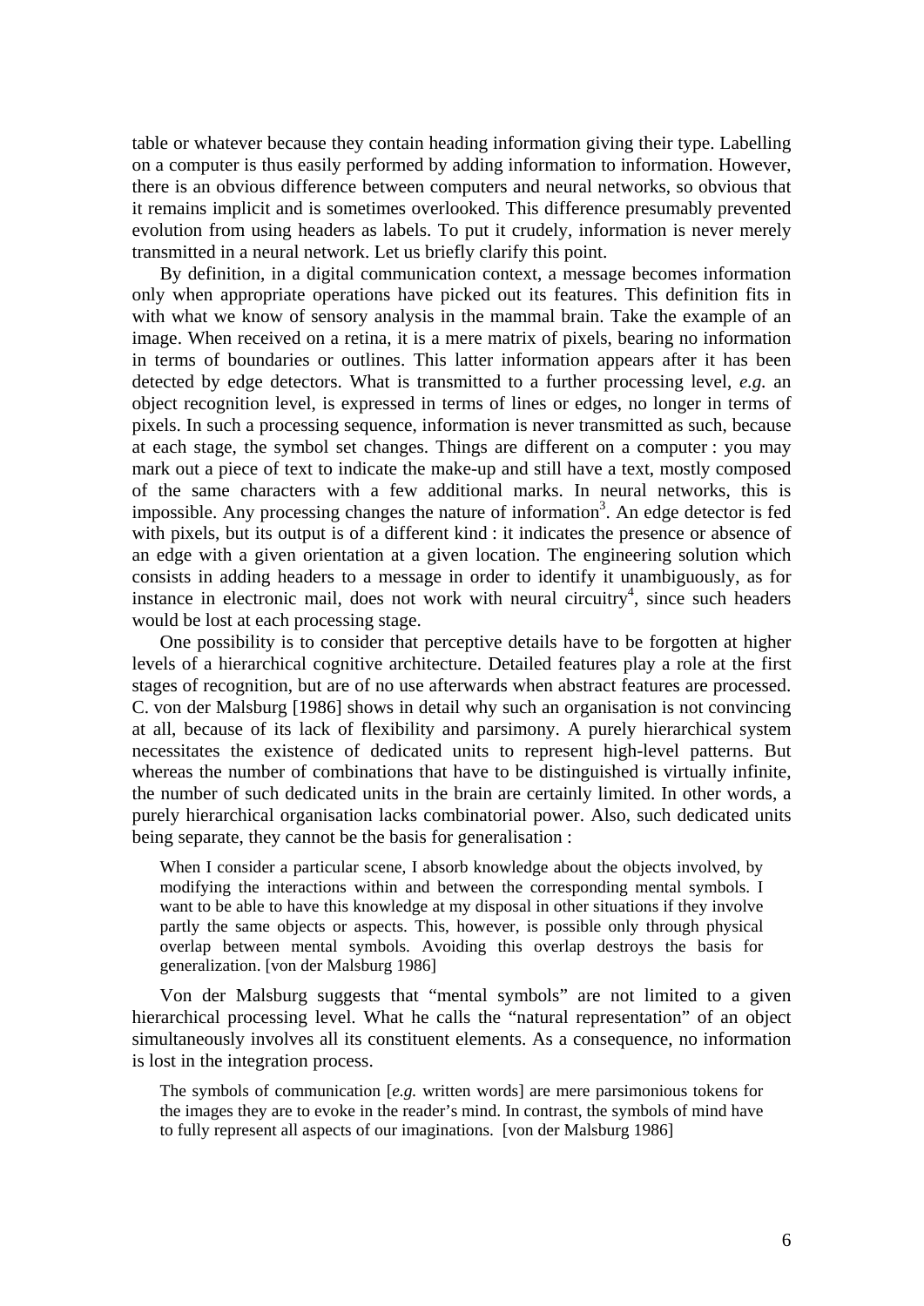table or whatever because they contain heading information giving their type. Labelling on a computer is thus easily performed by adding information to information. However, there is an obvious difference between computers and neural networks, so obvious that it remains implicit and is sometimes overlooked. This difference presumably prevented evolution from using headers as labels. To put it crudely, information is never merely transmitted in a neural network. Let us briefly clarify this point.

By definition, in a digital communication context, a message becomes information only when appropriate operations have picked out its features. This definition fits in with what we know of sensory analysis in the mammal brain. Take the example of an image. When received on a retina, it is a mere matrix of pixels, bearing no information in terms of boundaries or outlines. This latter information appears after it has been detected by edge detectors. What is transmitted to a further processing level, *e.g.* an object recognition level, is expressed in terms of lines or edges, no longer in terms of pixels. In such a processing sequence, information is never transmitted as such, because at each stage, the symbol set changes. Things are different on a computer : you may mark out a piece of text to indicate the make-up and still have a text, mostly composed of the same characters with a few additional marks. In neural networks, this is impossible. Any processing changes the nature of information[3]. An edge detector is fed with pixels, but its output is of a different kind : it indicates the presence or absence of an edge with a given orientation at a given location. The engineering solution which consists in adding headers to a message in order to identify it unambiguously, as for instance in electronic mail, does not work with neural circuitry[4], since such headers would be lost at each processing stage.

One possibility is to consider that perceptive details have to be forgotten at higher levels of a hierarchical cognitive architecture. Detailed features play a role at the first stages of recognition, but are of no use afterwards when abstract features are processed. C. von der Malsburg [1986] shows in detail why such an organisation is not convincing at all, because of its lack of flexibility and parsimony. A purely hierarchical system necessitates the existence of dedicated units to represent high-level patterns. But whereas the number of combinations that have to be distinguished is virtually infinite, the number of such dedicated units in the brain are certainly limited. In other words, a purely hierarchical organisation lacks combinatorial power. Also, such dedicated units being separate, they cannot be the basis for generalisation :

> When I consider a particular scene, I absorb knowledge about the objects involved, by modifying the interactions within and between the corresponding mental symbols. I want to be able to have this knowledge at my disposal in other situations if they involve partly the same objects or aspects. This, however, is possible only through physical overlap between mental symbols. Avoiding this overlap destroys the basis for generalization. [von der Malsburg 1986]

Von der Malsburg suggests that “mental symbols” are not limited to a given hierarchical processing level. What he calls the “natural representation” of an object simultaneously involves all its constituent elements. As a consequence, no information is lost in the integration process.

> The symbols of communication [*e.g.* written words] are mere parsimonious tokens for the images they are to evoke in the reader’s mind. In contrast, the symbols of mind have to fully represent all aspects of our imaginations. [von der Malsburg 1986]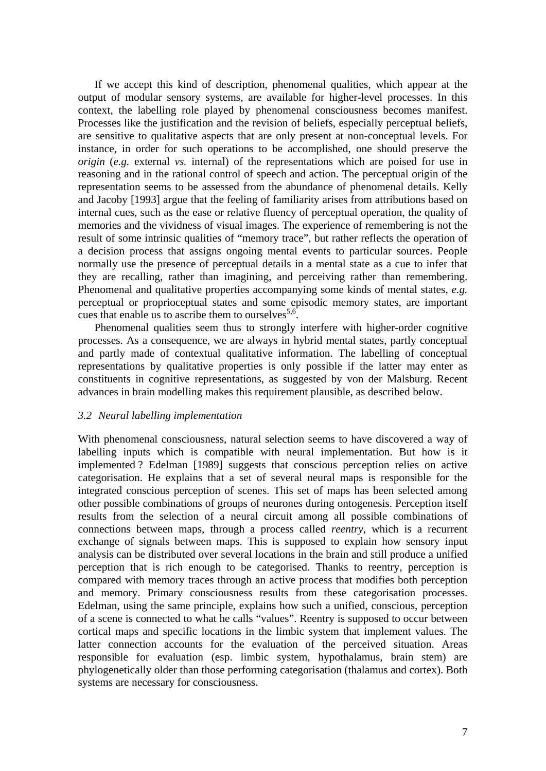If we accept this kind of description, phenomenal qualities, which appear at the output of modular sensory systems, are available for higher-level processes. In this context, the labelling role played by phenomenal consciousness becomes manifest. Processes like the justification and the revision of beliefs, especially perceptual beliefs, are sensitive to qualitative aspects that are only present at non-conceptual levels. For instance, in order for such operations to be accomplished, one should preserve the *origin* (*e.g.* external *vs.* internal) of the representations which are poised for use in reasoning and in the rational control of speech and action. The perceptual origin of the representation seems to be assessed from the abundance of phenomenal details. Kelly and Jacoby [1993] argue that the feeling of familiarity arises from attributions based on internal cues, such as the ease or relative fluency of perceptual operation, the quality of memories and the vividness of visual images. The experience of remembering is not the result of some intrinsic qualities of "memory trace", but rather reflects the operation of a decision process that assigns ongoing mental events to particular sources. People normally use the presence of perceptual details in a mental state as a cue to infer that they are recalling, rather than imagining, and perceiving rather than remembering. Phenomenal and qualitative properties accompanying some kinds of mental states, *e.g.* perceptual or proprioceptual states and some episodic memory states, are important cues that enable us to ascribe them to ourselves[5,6].

Phenomenal qualities seem thus to strongly interfere with higher-order cognitive processes. As a consequence, we are always in hybrid mental states, partly conceptual and partly made of contextual qualitative information. The labelling of conceptual representations by qualitative properties is only possible if the latter may enter as constituents in cognitive representations, as suggested by von der Malsburg. Recent advances in brain modelling makes this requirement plausible, as described below.

### *3.2 Neural labelling implementation*

With phenomenal consciousness, natural selection seems to have discovered a way of labelling inputs which is compatible with neural implementation. But how is it implemented ? Edelman [1989] suggests that conscious perception relies on active categorisation. He explains that a set of several neural maps is responsible for the integrated conscious perception of scenes. This set of maps has been selected among other possible combinations of groups of neurones during ontogenesis. Perception itself results from the selection of a neural circuit among all possible combinations of connections between maps, through a process called *reentry*, which is a recurrent exchange of signals between maps. This is supposed to explain how sensory input analysis can be distributed over several locations in the brain and still produce a unified perception that is rich enough to be categorised. Thanks to reentry, perception is compared with memory traces through an active process that modifies both perception and memory. Primary consciousness results from these categorisation processes. Edelman, using the same principle, explains how such a unified, conscious, perception of a scene is connected to what he calls "values". Reentry is supposed to occur between cortical maps and specific locations in the limbic system that implement values. The latter connection accounts for the evaluation of the perceived situation. Areas responsible for evaluation (esp. limbic system, hypothalamus, brain stem) are phylogenetically older than those performing categorisation (thalamus and cortex). Both systems are necessary for consciousness.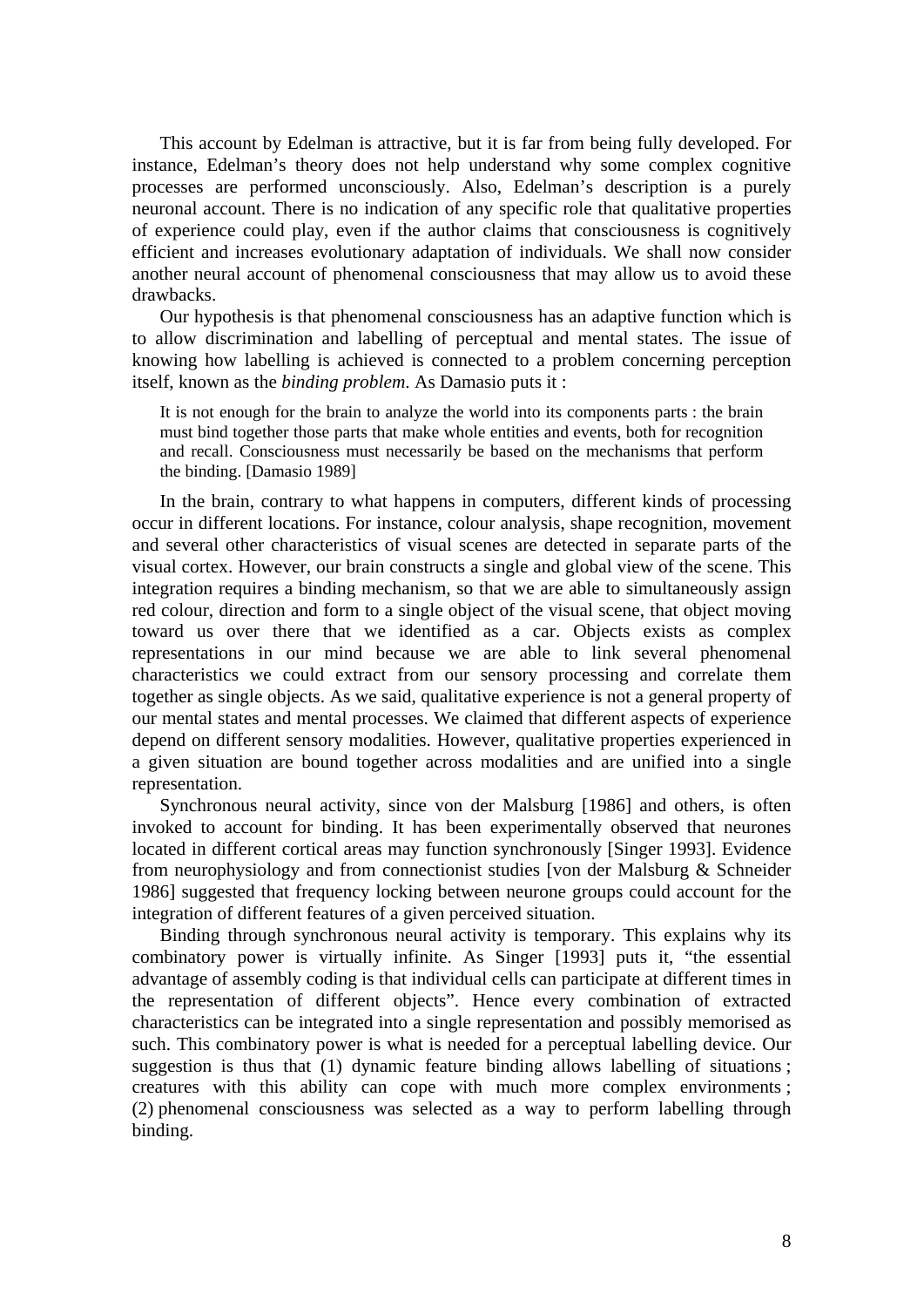This account by Edelman is attractive, but it is far from being fully developed. For instance, Edelman's theory does not help understand why some complex cognitive processes are performed unconsciously. Also, Edelman's description is a purely neuronal account. There is no indication of any specific role that qualitative properties of experience could play, even if the author claims that consciousness is cognitively efficient and increases evolutionary adaptation of individuals. We shall now consider another neural account of phenomenal consciousness that may allow us to avoid these drawbacks.

Our hypothesis is that phenomenal consciousness has an adaptive function which is to allow discrimination and labelling of perceptual and mental states. The issue of knowing how labelling is achieved is connected to a problem concerning perception itself, known as the *binding problem*. As Damasio puts it :

> It is not enough for the brain to analyze the world into its components parts : the brain must bind together those parts that make whole entities and events, both for recognition and recall. Consciousness must necessarily be based on the mechanisms that perform the binding. [Damasio 1989]

In the brain, contrary to what happens in computers, different kinds of processing occur in different locations. For instance, colour analysis, shape recognition, movement and several other characteristics of visual scenes are detected in separate parts of the visual cortex. However, our brain constructs a single and global view of the scene. This integration requires a binding mechanism, so that we are able to simultaneously assign red colour, direction and form to a single object of the visual scene, that object moving toward us over there that we identified as a car. Objects exists as complex representations in our mind because we are able to link several phenomenal characteristics we could extract from our sensory processing and correlate them together as single objects. As we said, qualitative experience is not a general property of our mental states and mental processes. We claimed that different aspects of experience depend on different sensory modalities. However, qualitative properties experienced in a given situation are bound together across modalities and are unified into a single representation.

Synchronous neural activity, since von der Malsburg [1986] and others, is often invoked to account for binding. It has been experimentally observed that neurones located in different cortical areas may function synchronously [Singer 1993]. Evidence from neurophysiology and from connectionist studies [von der Malsburg & Schneider 1986] suggested that frequency locking between neurone groups could account for the integration of different features of a given perceived situation.

Binding through synchronous neural activity is temporary. This explains why its combinatory power is virtually infinite. As Singer [1993] puts it, "the essential advantage of assembly coding is that individual cells can participate at different times in the representation of different objects". Hence every combination of extracted characteristics can be integrated into a single representation and possibly memorised as such. This combinatory power is what is needed for a perceptual labelling device. Our suggestion is thus that (1) dynamic feature binding allows labelling of situations ; creatures with this ability can cope with much more complex environments ; (2) phenomenal consciousness was selected as a way to perform labelling through binding.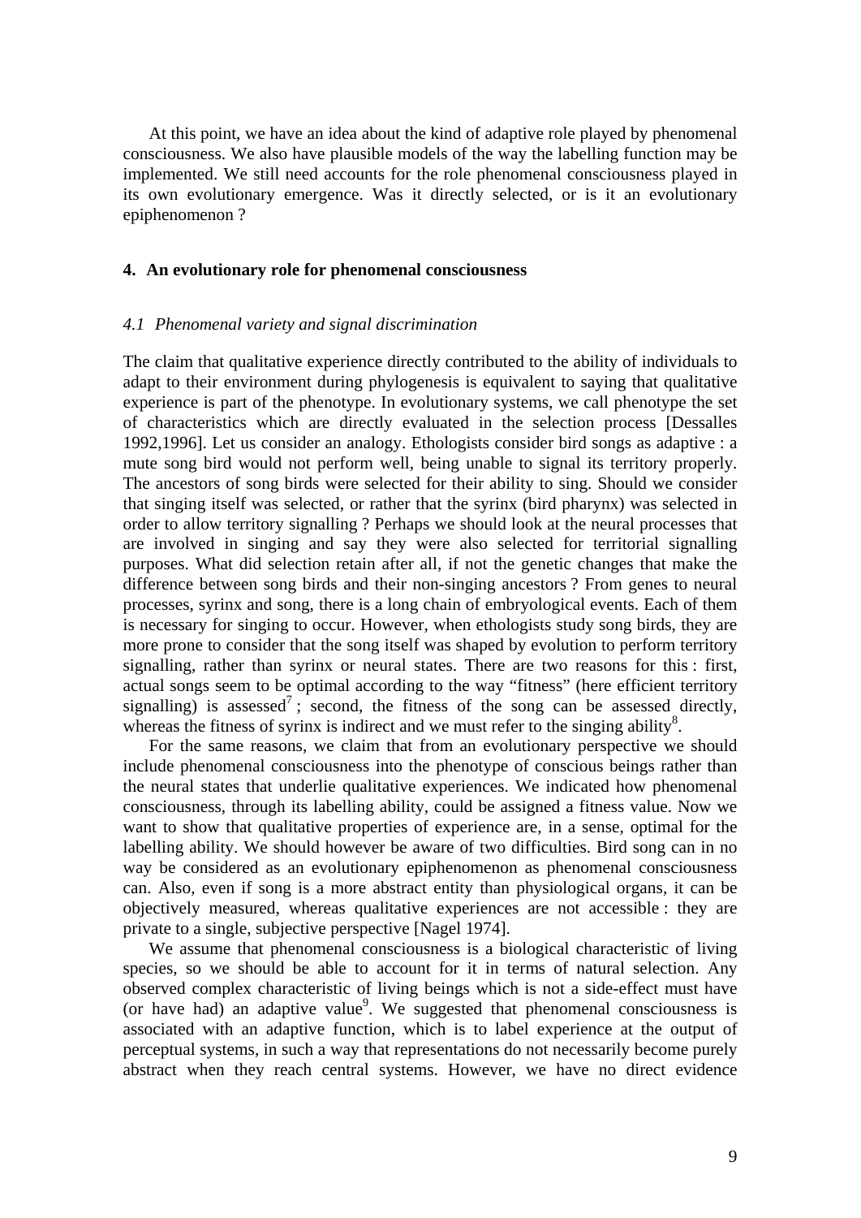At this point, we have an idea about the kind of adaptive role played by phenomenal consciousness. We also have plausible models of the way the labelling function may be implemented. We still need accounts for the role phenomenal consciousness played in its own evolutionary emergence. Was it directly selected, or is it an evolutionary epiphenomenon ?

## 4. An evolutionary role for phenomenal consciousness

### *4.1 Phenomenal variety and signal discrimination*

The claim that qualitative experience directly contributed to the ability of individuals to adapt to their environment during phylogenesis is equivalent to saying that qualitative experience is part of the phenotype. In evolutionary systems, we call phenotype the set of characteristics which are directly evaluated in the selection process [Dessalles 1992,1996]. Let us consider an analogy. Ethologists consider bird songs as adaptive : a mute song bird would not perform well, being unable to signal its territory properly. The ancestors of song birds were selected for their ability to sing. Should we consider that singing itself was selected, or rather that the syrinx (bird pharynx) was selected in order to allow territory signalling ? Perhaps we should look at the neural processes that are involved in singing and say they were also selected for territorial signalling purposes. What did selection retain after all, if not the genetic changes that make the difference between song birds and their non-singing ancestors ? From genes to neural processes, syrinx and song, there is a long chain of embryological events. Each of them is necessary for singing to occur. However, when ethologists study song birds, they are more prone to consider that the song itself was shaped by evolution to perform territory signalling, rather than syrinx or neural states. There are two reasons for this : first, actual songs seem to be optimal according to the way “fitness” (here efficient territory signalling) is assessed[7] ; second, the fitness of the song can be assessed directly, whereas the fitness of syrinx is indirect and we must refer to the singing ability[8].

For the same reasons, we claim that from an evolutionary perspective we should include phenomenal consciousness into the phenotype of conscious beings rather than the neural states that underlie qualitative experiences. We indicated how phenomenal consciousness, through its labelling ability, could be assigned a fitness value. Now we want to show that qualitative properties of experience are, in a sense, optimal for the labelling ability. We should however be aware of two difficulties. Bird song can in no way be considered as an evolutionary epiphenomenon as phenomenal consciousness can. Also, even if song is a more abstract entity than physiological organs, it can be objectively measured, whereas qualitative experiences are not accessible : they are private to a single, subjective perspective [Nagel 1974].

We assume that phenomenal consciousness is a biological characteristic of living species, so we should be able to account for it in terms of natural selection. Any observed complex characteristic of living beings which is not a side-effect must have (or have had) an adaptive value[9]. We suggested that phenomenal consciousness is associated with an adaptive function, which is to label experience at the output of perceptual systems, in such a way that representations do not necessarily become purely abstract when they reach central systems. However, we have no direct evidence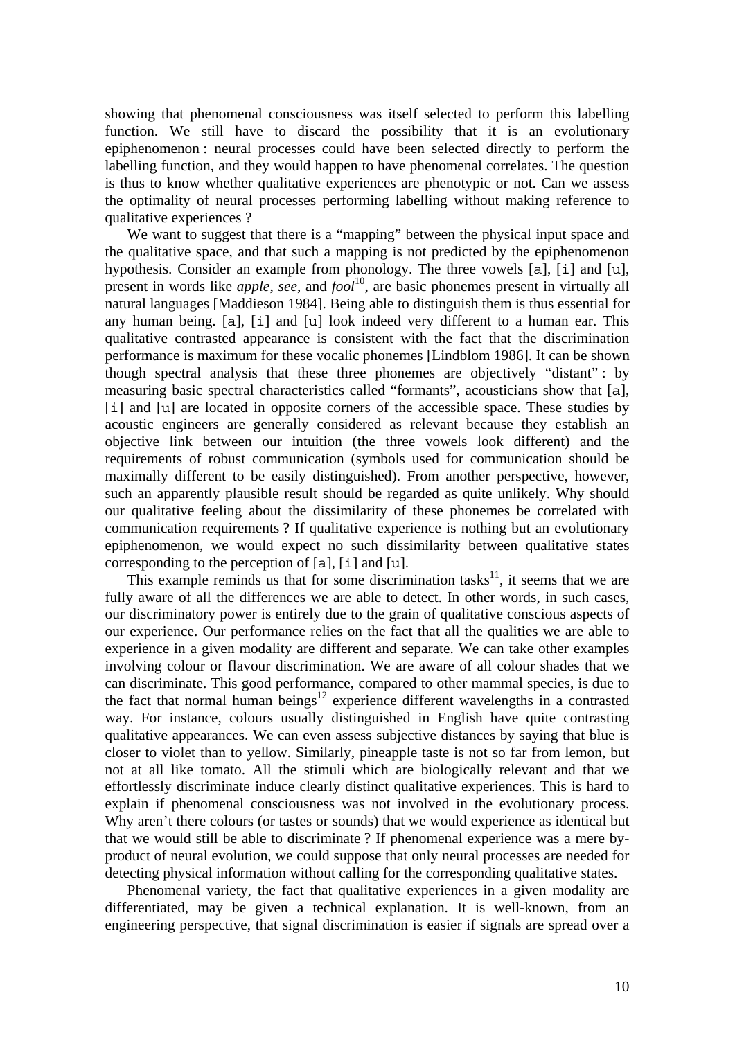showing that phenomenal consciousness was itself selected to perform this labelling function. We still have to discard the possibility that it is an evolutionary epiphenomenon : neural processes could have been selected directly to perform the labelling function, and they would happen to have phenomenal correlates. The question is thus to know whether qualitative experiences are phenotypic or not. Can we assess the optimality of neural processes performing labelling without making reference to qualitative experiences ?

We want to suggest that there is a "mapping" between the physical input space and the qualitative space, and that such a mapping is not predicted by the epiphenomenon hypothesis. Consider an example from phonology. The three vowels [a], [i] and [u], present in words like *apple*, *see*, and *fool*[10], are basic phonemes present in virtually all natural languages [Maddieson 1984]. Being able to distinguish them is thus essential for any human being. [a], [i] and [u] look indeed very different to a human ear. This qualitative contrasted appearance is consistent with the fact that the discrimination performance is maximum for these vocalic phonemes [Lindblom 1986]. It can be shown though spectral analysis that these three phonemes are objectively "distant" : by measuring basic spectral characteristics called "formants", acousticians show that [a], [i] and [u] are located in opposite corners of the accessible space. These studies by acoustic engineers are generally considered as relevant because they establish an objective link between our intuition (the three vowels look different) and the requirements of robust communication (symbols used for communication should be maximally different to be easily distinguished). From another perspective, however, such an apparently plausible result should be regarded as quite unlikely. Why should our qualitative feeling about the dissimilarity of these phonemes be correlated with communication requirements ? If qualitative experience is nothing but an evolutionary epiphenomenon, we would expect no such dissimilarity between qualitative states corresponding to the perception of [a], [i] and [u].

This example reminds us that for some discrimination tasks[11], it seems that we are fully aware of all the differences we are able to detect. In other words, in such cases, our discriminatory power is entirely due to the grain of qualitative conscious aspects of our experience. Our performance relies on the fact that all the qualities we are able to experience in a given modality are different and separate. We can take other examples involving colour or flavour discrimination. We are aware of all colour shades that we can discriminate. This good performance, compared to other mammal species, is due to the fact that normal human beings[12] experience different wavelengths in a contrasted way. For instance, colours usually distinguished in English have quite contrasting qualitative appearances. We can even assess subjective distances by saying that blue is closer to violet than to yellow. Similarly, pineapple taste is not so far from lemon, but not at all like tomato. All the stimuli which are biologically relevant and that we effortlessly discriminate induce clearly distinct qualitative experiences. This is hard to explain if phenomenal consciousness was not involved in the evolutionary process. Why aren't there colours (or tastes or sounds) that we would experience as identical but that we would still be able to discriminate ? If phenomenal experience was a mere by-product of neural evolution, we could suppose that only neural processes are needed for detecting physical information without calling for the corresponding qualitative states.

Phenomenal variety, the fact that qualitative experiences in a given modality are differentiated, may be given a technical explanation. It is well-known, from an engineering perspective, that signal discrimination is easier if signals are spread over a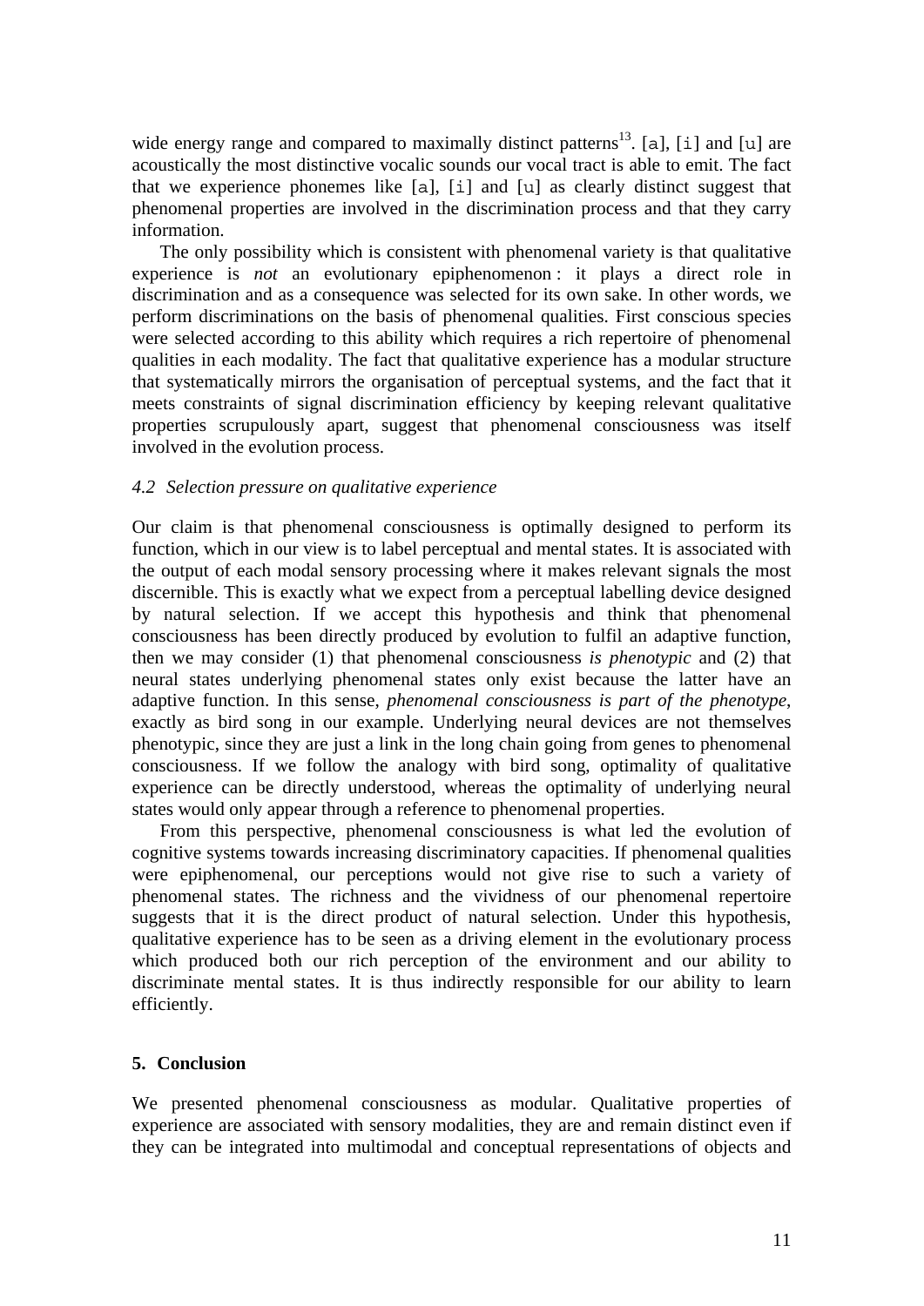wide energy range and compared to maximally distinct patterns[13]. [a], [i] and [u] are acoustically the most distinctive vocalic sounds our vocal tract is able to emit. The fact that we experience phonemes like [a], [i] and [u] as clearly distinct suggest that phenomenal properties are involved in the discrimination process and that they carry information.

The only possibility which is consistent with phenomenal variety is that qualitative experience is *not* an evolutionary epiphenomenon : it plays a direct role in discrimination and as a consequence was selected for its own sake. In other words, we perform discriminations on the basis of phenomenal qualities. First conscious species were selected according to this ability which requires a rich repertoire of phenomenal qualities in each modality. The fact that qualitative experience has a modular structure that systematically mirrors the organisation of perceptual systems, and the fact that it meets constraints of signal discrimination efficiency by keeping relevant qualitative properties scrupulously apart, suggest that phenomenal consciousness was itself involved in the evolution process.

### *4.2 Selection pressure on qualitative experience*

Our claim is that phenomenal consciousness is optimally designed to perform its function, which in our view is to label perceptual and mental states. It is associated with the output of each modal sensory processing where it makes relevant signals the most discernible. This is exactly what we expect from a perceptual labelling device designed by natural selection. If we accept this hypothesis and think that phenomenal consciousness has been directly produced by evolution to fulfil an adaptive function, then we may consider (1) that phenomenal consciousness *is phenotypic* and (2) that neural states underlying phenomenal states only exist because the latter have an adaptive function. In this sense, *phenomenal consciousness is part of the phenotype*, exactly as bird song in our example. Underlying neural devices are not themselves phenotypic, since they are just a link in the long chain going from genes to phenomenal consciousness. If we follow the analogy with bird song, optimality of qualitative experience can be directly understood, whereas the optimality of underlying neural states would only appear through a reference to phenomenal properties.

From this perspective, phenomenal consciousness is what led the evolution of cognitive systems towards increasing discriminatory capacities. If phenomenal qualities were epiphenomenal, our perceptions would not give rise to such a variety of phenomenal states. The richness and the vividness of our phenomenal repertoire suggests that it is the direct product of natural selection. Under this hypothesis, qualitative experience has to be seen as a driving element in the evolutionary process which produced both our rich perception of the environment and our ability to discriminate mental states. It is thus indirectly responsible for our ability to learn efficiently.

## 5. Conclusion

We presented phenomenal consciousness as modular. Qualitative properties of experience are associated with sensory modalities, they are and remain distinct even if they can be integrated into multimodal and conceptual representations of objects and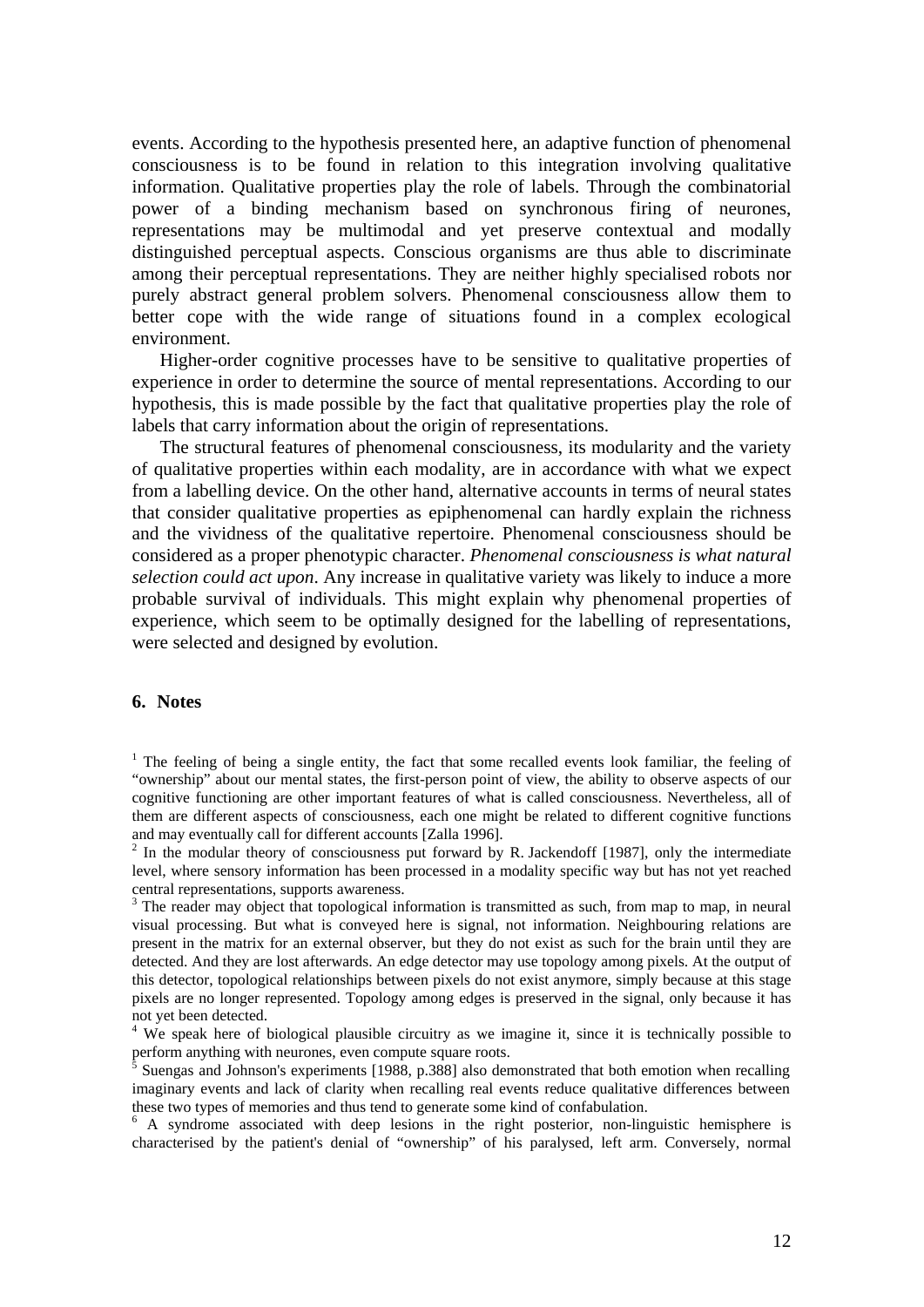events. According to the hypothesis presented here, an adaptive function of phenomenal consciousness is to be found in relation to this integration involving qualitative information. Qualitative properties play the role of labels. Through the combinatorial power of a binding mechanism based on synchronous firing of neurones, representations may be multimodal and yet preserve contextual and modally distinguished perceptual aspects. Conscious organisms are thus able to discriminate among their perceptual representations. They are neither highly specialised robots nor purely abstract general problem solvers. Phenomenal consciousness allow them to better cope with the wide range of situations found in a complex ecological environment.

Higher-order cognitive processes have to be sensitive to qualitative properties of experience in order to determine the source of mental representations. According to our hypothesis, this is made possible by the fact that qualitative properties play the role of labels that carry information about the origin of representations.

The structural features of phenomenal consciousness, its modularity and the variety of qualitative properties within each modality, are in accordance with what we expect from a labelling device. On the other hand, alternative accounts in terms of neural states that consider qualitative properties as epiphenomenal can hardly explain the richness and the vividness of the qualitative repertoire. Phenomenal consciousness should be considered as a proper phenotypic character. *Phenomenal consciousness is what natural selection could act upon*. Any increase in qualitative variety was likely to induce a more probable survival of individuals. This might explain why phenomenal properties of experience, which seem to be optimally designed for the labelling of representations, were selected and designed by evolution.

## 6. Notes

[1] The feeling of being a single entity, the fact that some recalled events look familiar, the feeling of "ownership" about our mental states, the first-person point of view, the ability to observe aspects of our cognitive functioning are other important features of what is called consciousness. Nevertheless, all of them are different aspects of consciousness, each one might be related to different cognitive functions and may eventually call for different accounts [Zalla 1996].

[2] In the modular theory of consciousness put forward by R. Jackendoff [1987], only the intermediate level, where sensory information has been processed in a modality specific way but has not yet reached central representations, supports awareness.

[3] The reader may object that topological information is transmitted as such, from map to map, in neural visual processing. But what is conveyed here is signal, not information. Neighbouring relations are present in the matrix for an external observer, but they do not exist as such for the brain until they are detected. And they are lost afterwards. An edge detector may use topology among pixels. At the output of this detector, topological relationships between pixels do not exist anymore, simply because at this stage pixels are no longer represented. Topology among edges is preserved in the signal, only because it has not yet been detected.

[4] We speak here of biological plausible circuitry as we imagine it, since it is technically possible to perform anything with neurones, even compute square roots.

[5] Suengas and Johnson's experiments [1988, p.388] also demonstrated that both emotion when recalling imaginary events and lack of clarity when recalling real events reduce qualitative differences between these two types of memories and thus tend to generate some kind of confabulation.

[6] A syndrome associated with deep lesions in the right posterior, non-linguistic hemisphere is characterised by the patient's denial of "ownership" of his paralysed, left arm. Conversely, normal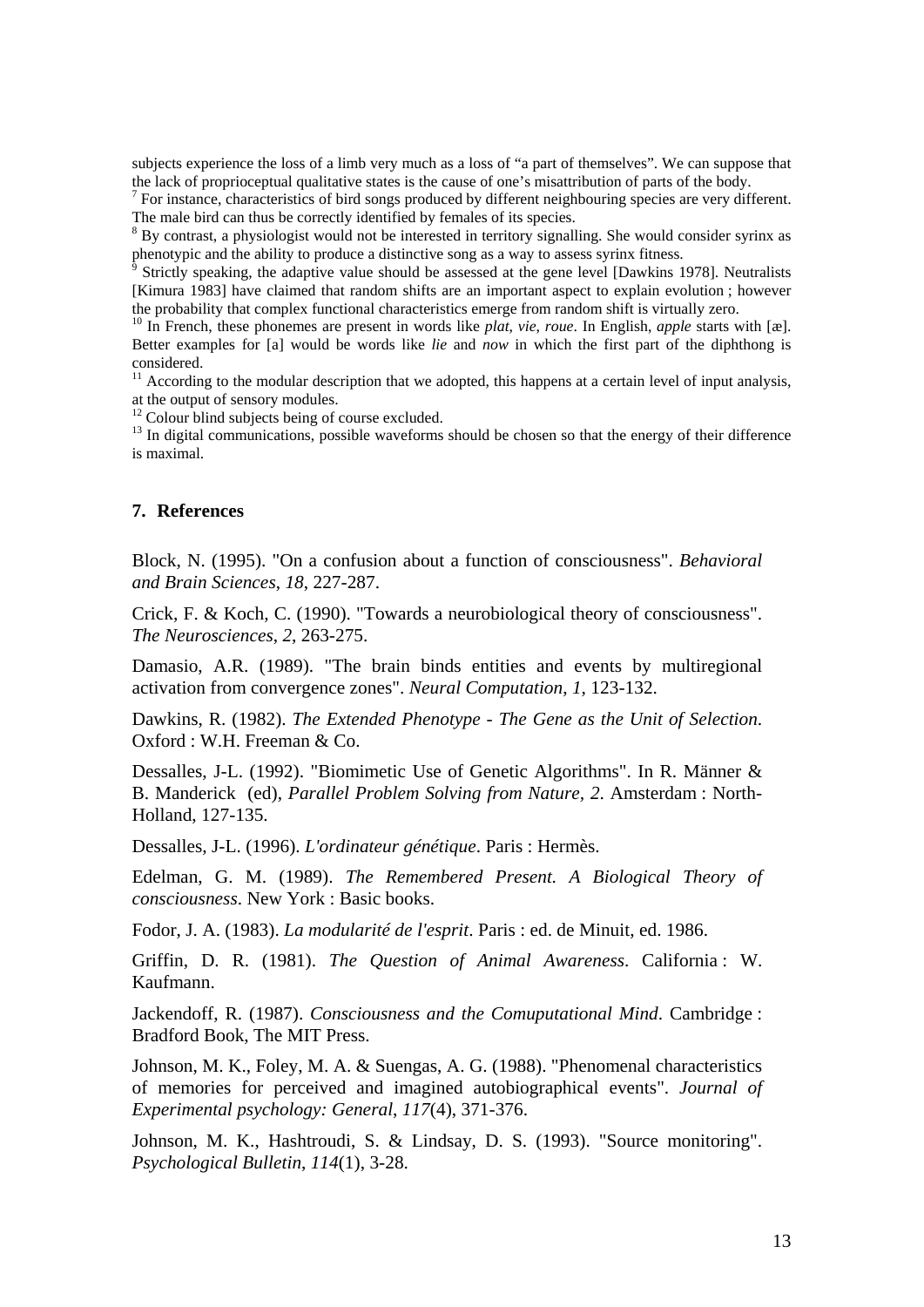subjects experience the loss of a limb very much as a loss of "a part of themselves". We can suppose that the lack of proprioceptual qualitative states is the cause of one's misattribution of parts of the body.

[7] For instance, characteristics of bird songs produced by different neighbouring species are very different. The male bird can thus be correctly identified by females of its species.

[8] By contrast, a physiologist would not be interested in territory signalling. She would consider syrinx as phenotypic and the ability to produce a distinctive song as a way to assess syrinx fitness.

[9] Strictly speaking, the adaptive value should be assessed at the gene level [Dawkins 1978]. Neutralists [Kimura 1983] have claimed that random shifts are an important aspect to explain evolution ; however the probability that complex functional characteristics emerge from random shift is virtually zero.

[10] In French, these phonemes are present in words like *plat*, *vie*, *roue*. In English, *apple* starts with [æ]. Better examples for [a] would be words like *lie* and *now* in which the first part of the diphthong is considered.

[11] According to the modular description that we adopted, this happens at a certain level of input analysis, at the output of sensory modules.

[12] Colour blind subjects being of course excluded.

[13] In digital communications, possible waveforms should be chosen so that the energy of their difference is maximal.

## 7. References

Block, N. (1995). "On a confusion about a function of consciousness". *Behavioral and Brain Sciences*, *18*, 227-287.

Crick, F. & Koch, C. (1990). "Towards a neurobiological theory of consciousness". *The Neurosciences*, *2*, 263-275.

Damasio, A.R. (1989). "The brain binds entities and events by multiregional activation from convergence zones". *Neural Computation*, *1*, 123-132.

Dawkins, R. (1982). *The Extended Phenotype - The Gene as the Unit of Selection*. Oxford : W.H. Freeman & Co.

Dessalles, J-L. (1992). "Biomimetic Use of Genetic Algorithms". In R. Männer & B. Manderick (ed), *Parallel Problem Solving from Nature, 2*. Amsterdam : North-Holland, 127-135.

Dessalles, J-L. (1996). *L'ordinateur génétique*. Paris : Hermès.

Edelman, G. M. (1989). *The Remembered Present. A Biological Theory of consciousness*. New York : Basic books.

Fodor, J. A. (1983). *La modularité de l'esprit*. Paris : ed. de Minuit, ed. 1986.

Griffin, D. R. (1981). *The Question of Animal Awareness*. California : W. Kaufmann.

Jackendoff, R. (1987). *Consciousness and the Comuputational Mind*. Cambridge : Bradford Book, The MIT Press.

Johnson, M. K., Foley, M. A. & Suengas, A. G. (1988). "Phenomenal characteristics of memories for perceived and imagined autobiographical events". *Journal of Experimental psychology: General*, *117*(4), 371-376.

Johnson, M. K., Hashtroudi, S. & Lindsay, D. S. (1993). "Source monitoring". *Psychological Bulletin*, *114*(1), 3-28.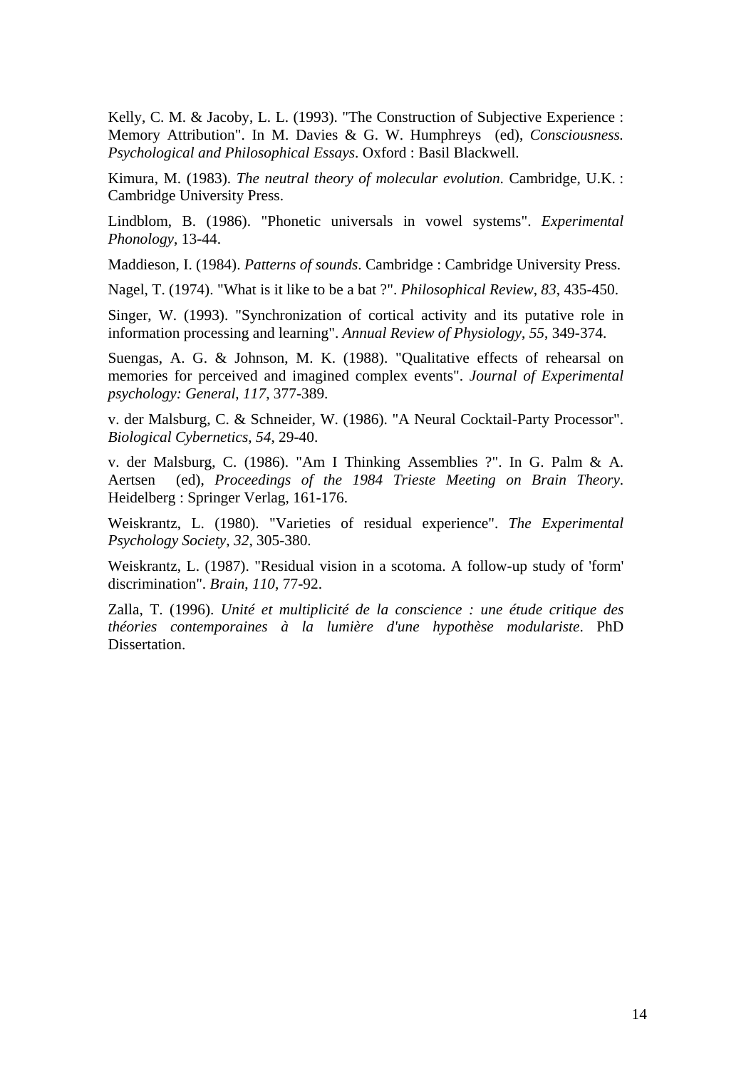Kelly, C. M. & Jacoby, L. L. (1993). "The Construction of Subjective Experience : Memory Attribution". In M. Davies & G. W. Humphreys (ed), *Consciousness. Psychological and Philosophical Essays*. Oxford : Basil Blackwell.

Kimura, M. (1983). *The neutral theory of molecular evolution*. Cambridge, U.K. : Cambridge University Press.

Lindblom, B. (1986). "Phonetic universals in vowel systems". *Experimental Phonology*, 13-44.

Maddieson, I. (1984). *Patterns of sounds*. Cambridge : Cambridge University Press.

Nagel, T. (1974). "What is it like to be a bat ?". *Philosophical Review*, *83*, 435-450.

Singer, W. (1993). "Synchronization of cortical activity and its putative role in information processing and learning". *Annual Review of Physiology*, *55*, 349-374.

Suengas, A. G. & Johnson, M. K. (1988). "Qualitative effects of rehearsal on memories for perceived and imagined complex events". *Journal of Experimental psychology: General*, *117*, 377-389.

v. der Malsburg, C. & Schneider, W. (1986). "A Neural Cocktail-Party Processor". *Biological Cybernetics*, *54*, 29-40.

v. der Malsburg, C. (1986). "Am I Thinking Assemblies ?". In G. Palm & A. Aertsen (ed), *Proceedings of the 1984 Trieste Meeting on Brain Theory*. Heidelberg : Springer Verlag, 161-176.

Weiskrantz, L. (1980). "Varieties of residual experience". *The Experimental Psychology Society*, *32*, 305-380.

Weiskrantz, L. (1987). "Residual vision in a scotoma. A follow-up study of 'form' discrimination". *Brain*, *110*, 77-92.

Zalla, T. (1996). *Unité et multiplicité de la conscience : une étude critique des théories contemporaines à la lumière d'une hypothèse modulariste*. PhD Dissertation.